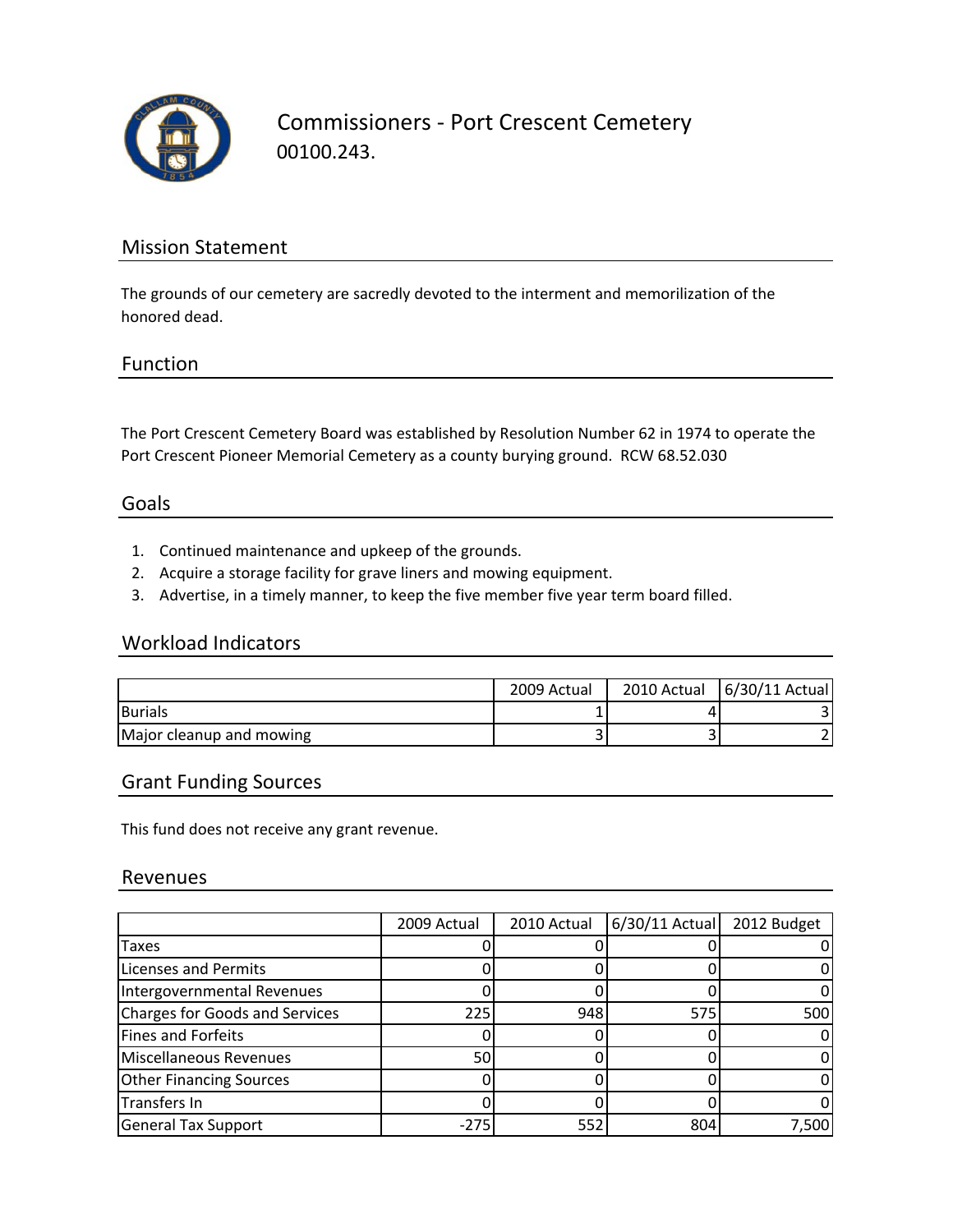# Commissioners - Port Crescent Cemetery

00100.243.

## Mission Statement

The grounds of our cemetery are sacredly devoted to the interment and memorilization of the honored dead.

## Function

The Port Crescent Cemetery Board was established by Resolution Number 62 in 1974 to operate the Port Crescent Pioneer Memorial Cemetery as a county burying ground. RCW 68.52.030

## Goals

1. Continued maintenance and upkeep of the grounds.
2. Acquire a storage facility for grave liners and mowing equipment.
3. Advertise, in a timely manner, to keep the five member five year term board filled.

## Workload Indicators

| | 2009 Actual | 2010 Actual | 6/30/11 Actual |
|---|---|---|---|
| Burials | 1 | 4 | 3 |
| Major cleanup and mowing | 3 | 3 | 2 |

## Grant Funding Sources

This fund does not receive any grant revenue.

## Revenues

| | 2009 Actual | 2010 Actual | 6/30/11 Actual | 2012 Budget |
|---|---|---|---|---|
| Taxes | 0 | 0 | 0 | 0 |
| Licenses and Permits | 0 | 0 | 0 | 0 |
| Intergovernmental Revenues | 0 | 0 | 0 | 0 |
| Charges for Goods and Services | 225 | 948 | 575 | 500 |
| Fines and Forfeits | 0 | 0 | 0 | 0 |
| Miscellaneous Revenues | 50 | 0 | 0 | 0 |
| Other Financing Sources | 0 | 0 | 0 | 0 |
| Transfers In | 0 | 0 | 0 | 0 |
| General Tax Support | -275 | 552 | 804 | 7,500 |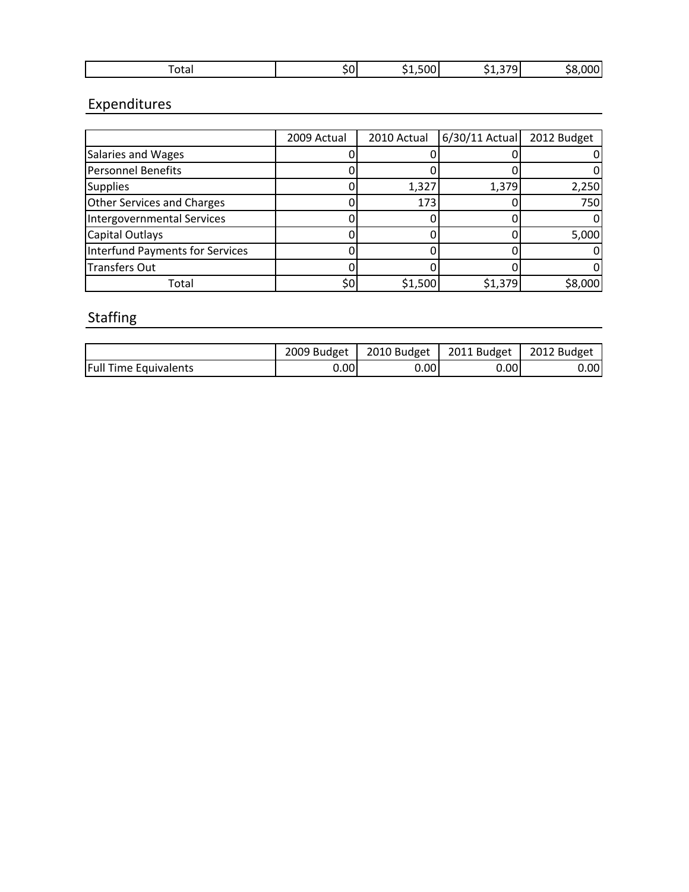| | | | | |
|---|---|---|---|---|
| Total | $0 | $1,500 | $1,379 | $8,000 |

## Expenditures

| | 2009 Actual | 2010 Actual | 6/30/11 Actual | 2012 Budget |
|---|---|---|---|---|
| Salaries and Wages | 0 | 0 | 0 | 0 |
| Personnel Benefits | 0 | 0 | 0 | 0 |
| Supplies | 0 | 1,327 | 1,379 | 2,250 |
| Other Services and Charges | 0 | 173 | 0 | 750 |
| Intergovernmental Services | 0 | 0 | 0 | 0 |
| Capital Outlays | 0 | 0 | 0 | 5,000 |
| Interfund Payments for Services | 0 | 0 | 0 | 0 |
| Transfers Out | 0 | 0 | 0 | 0 |
| Total | $0 | $1,500 | $1,379 | $8,000 |

## Staffing

| | 2009 Budget | 2010 Budget | 2011 Budget | 2012 Budget |
|---|---|---|---|---|
| Full Time Equivalents | 0.00 | 0.00 | 0.00 | 0.00 |